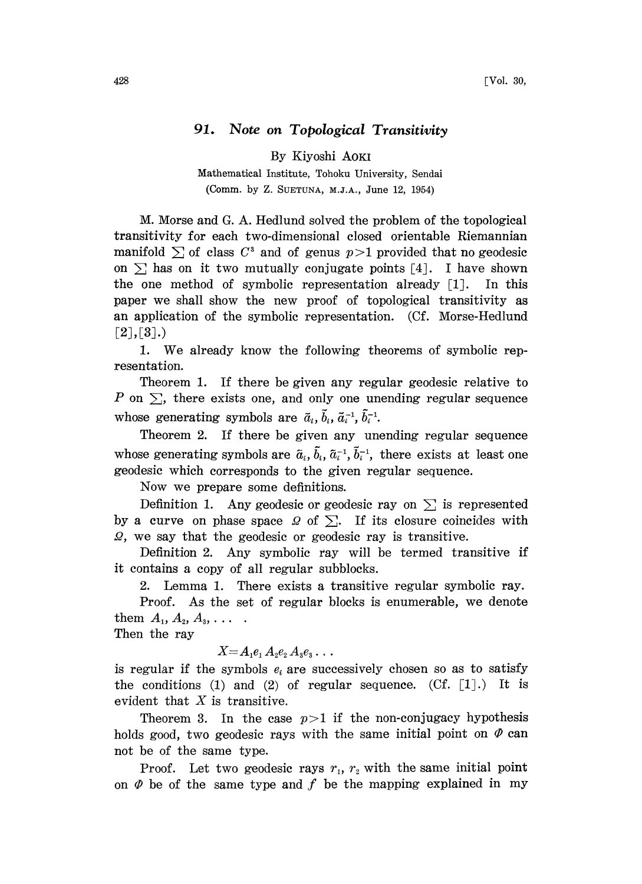# 91. Note on Topological Transitivity

By Kiyoshi AOKI

Mathematical Institute, Tohoku University, Sendai

(Comm. by Z. SUETUNA, M.J.A., June 12, 1954)

M. Morse and G. A. Hedlund solved the problem of the topological transitivity for each two-dimensional closed orientable Riemannian manifold $\sum$ of class $C^3$ and of genus $p>1$ provided that no geodesic on $\sum$ has on it two mutually conjugate points [4]. I have shown the one method of symbolic representation already [1]. In this paper we shall show the new proof of topological transitivity as an application of the symbolic representation. (Cf. Morse-Hedlund [2], [3].)

1. We already know the following theorems of symbolic representation.

Theorem 1. If there be given any regular geodesic relative to $P$ on $\sum$, there exists one, and only one unending regular sequence whose generating symbols are $\tilde{a}_i, \tilde{b}_i, \tilde{a}_i^{-1}, \tilde{b}_i^{-1}$.

Theorem 2. If there be given any unending regular sequence whose generating symbols are $\tilde{a}_i, \tilde{b}_i, \tilde{a}_i^{-1}, \tilde{b}_i^{-1}$, there exists at least one geodesic which corresponds to the given regular sequence.

Now we prepare some definitions.

Definition 1. Any geodesic or geodesic ray on $\sum$ is represented by a curve on phase space $\Omega$ of $\sum$. If its closure coincides with $\Omega$, we say that the geodesic or geodesic ray is transitive.

Definition 2. Any symbolic ray will be termed transitive if it contains a copy of all regular subblocks.

2. Lemma 1. There exists a transitive regular symbolic ray.

Proof. As the set of regular blocks is enumerable, we denote them $A_1, A_2, A_3, \dots$ .

Then the ray

$$X = A_1 e_1 A_2 e_2 A_3 e_3 \dots$$

is regular if the symbols $e_i$ are successively chosen so as to satisfy the conditions (1) and (2) of regular sequence. (Cf. [1].) It is evident that $X$ is transitive.

Theorem 3. In the case $p>1$ if the non-conjugacy hypothesis holds good, two geodesic rays with the same initial point on $\Phi$ can not be of the same type.

Proof. Let two geodesic rays $r_1$, $r_2$ with the same initial point on $\Phi$ be of the same type and $f$ be the mapping explained in my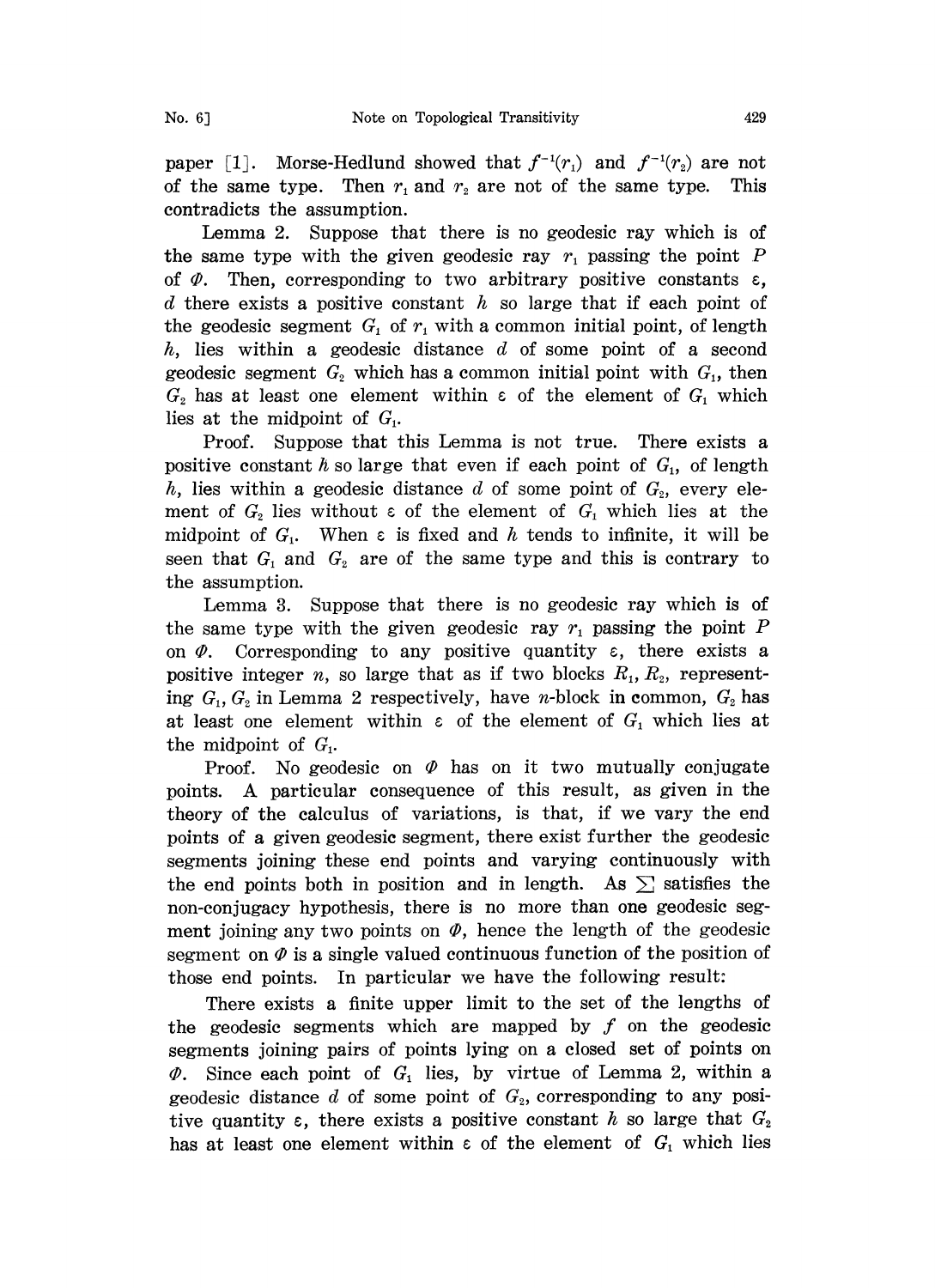paper [1]. Morse-Hedlund showed that $f^{-1}(r_1)$ and $f^{-1}(r_2)$ are not of the same type. Then $r_1$ and $r_2$ are not of the same type. This contradicts the assumption.

Lemma 2. Suppose that there is no geodesic ray which is of the same type with the given geodesic ray $r_1$ passing the point $P$ of $\Phi$. Then, corresponding to two arbitrary positive constants $\varepsilon$, $d$ there exists a positive constant $h$ so large that if each point of the geodesic segment $G_1$ of $r_1$ with a common initial point, of length $h$, lies within a geodesic distance $d$ of some point of a second geodesic segment $G_2$ which has a common initial point with $G_1$, then $G_2$ has at least one element within $\varepsilon$ of the element of $G_1$ which lies at the midpoint of $G_1$.

Proof. Suppose that this Lemma is not true. There exists a positive constant $h$ so large that even if each point of $G_1$, of length $h$, lies within a geodesic distance $d$ of some point of $G_2$, every element of $G_2$ lies without $\varepsilon$ of the element of $G_1$ which lies at the midpoint of $G_1$. When $\varepsilon$ is fixed and $h$ tends to infinite, it will be seen that $G_1$ and $G_2$ are of the same type and this is contrary to the assumption.

Lemma 3. Suppose that there is no geodesic ray which is of the same type with the given geodesic ray $r_1$ passing the point $P$ on $\Phi$. Corresponding to any positive quantity $\varepsilon$, there exists a positive integer $n$, so large that as if two blocks $R_1, R_2$, representing $G_1, G_2$ in Lemma 2 respectively, have $n$-block in common, $G_2$ has at least one element within $\varepsilon$ of the element of $G_1$ which lies at the midpoint of $G_1$.

Proof. No geodesic on $\Phi$ has on it two mutually conjugate points. A particular consequence of this result, as given in the theory of the calculus of variations, is that, if we vary the end points of a given geodesic segment, there exist further the geodesic segments joining these end points and varying continuously with the end points both in position and in length. As $\sum$ satisfies the non-conjugacy hypothesis, there is no more than one geodesic segment joining any two points on $\Phi$, hence the length of the geodesic segment on $\Phi$ is a single valued continuous function of the position of those end points. In particular we have the following result:

There exists a finite upper limit to the set of the lengths of the geodesic segments which are mapped by $f$ on the geodesic segments joining pairs of points lying on a closed set of points on $\Phi$. Since each point of $G_1$ lies, by virtue of Lemma 2, within a geodesic distance $d$ of some point of $G_2$, corresponding to any positive quantity $\varepsilon$, there exists a positive constant $h$ so large that $G_2$ has at least one element within $\varepsilon$ of the element of $G_1$ which lies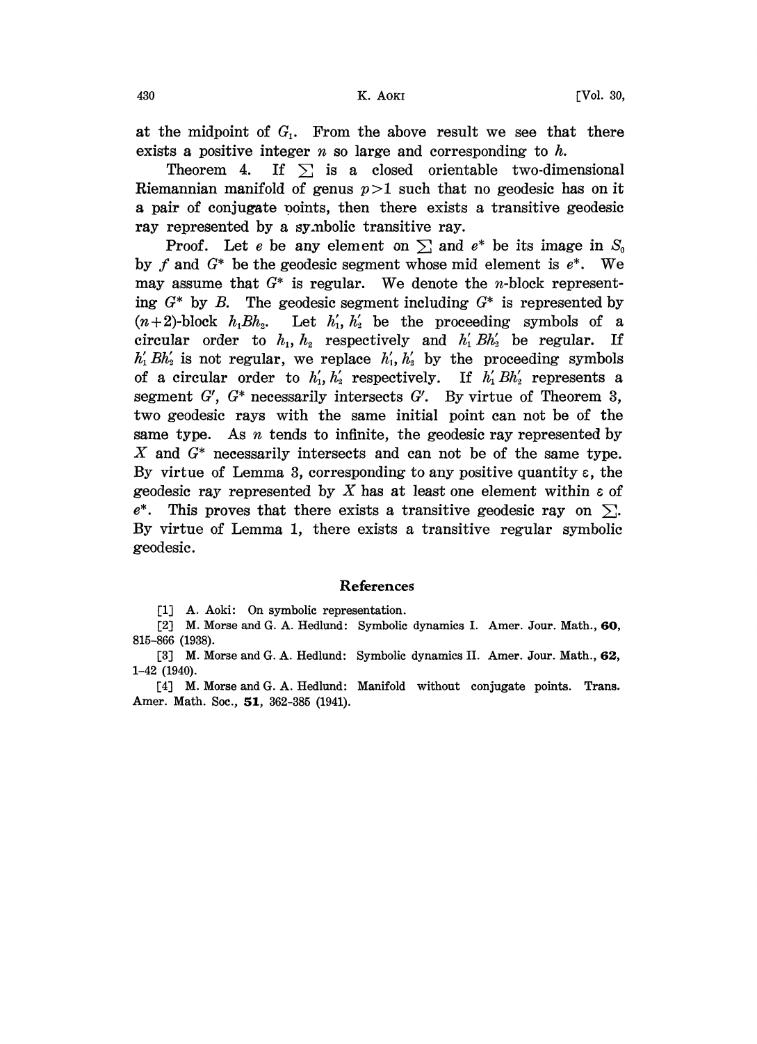at the midpoint of $G_1$. From the above result we see that there exists a positive integer $n$ so large and corresponding to $h$.

**Theorem 4.** If $\sum$ is a closed orientable two-dimensional Riemannian manifold of genus $p>1$ such that no geodesic has on it a pair of conjugate points, then there exists a transitive geodesic ray represented by a symbolic transitive ray.

*Proof.* Let $e$ be any element on $\sum$ and $e^*$ be its image in $S_0$ by $f$ and $G^*$ be the geodesic segment whose mid element is $e^*$. We may assume that $G^*$ is regular. We denote the $n$-block representing $G^*$ by $B$. The geodesic segment including $G^*$ is represented by $(n+2)$-block $h_1Bh_2$. Let $h'_1, h'_2$ be the proceeding symbols of a circular order to $h_1, h_2$ respectively and $h'_1Bh'_2$ be regular. If $h'_1Bh'_2$ is not regular, we replace $h'_1, h'_2$ by the proceeding symbols of a circular order to $h'_1, h'_2$ respectively. If $h'_1Bh'_2$ represents a segment $G'$, $G^*$ necessarily intersects $G'$. By virtue of Theorem 3, two geodesic rays with the same initial point can not be of the same type. As $n$ tends to infinite, the geodesic ray represented by $X$ and $G^*$ necessarily intersects and can not be of the same type. By virtue of Lemma 3, corresponding to any positive quantity $\varepsilon$, the geodesic ray represented by $X$ has at least one element within $\varepsilon$ of $e^*$. This proves that there exists a transitive geodesic ray on $\sum$. By virtue of Lemma 1, there exists a transitive regular symbolic geodesic.

## References

[1] A. Aoki: On symbolic representation.

[2] M. Morse and G. A. Hedlund: Symbolic dynamics I. Amer. Jour. Math., **60**, 815-866 (1938).

[3] M. Morse and G. A. Hedlund: Symbolic dynamics II. Amer. Jour. Math., **62**, 1-42 (1940).

[4] M. Morse and G. A. Hedlund: Manifold without conjugate points. Trans. Amer. Math. Soc., **51**, 362-385 (1941).